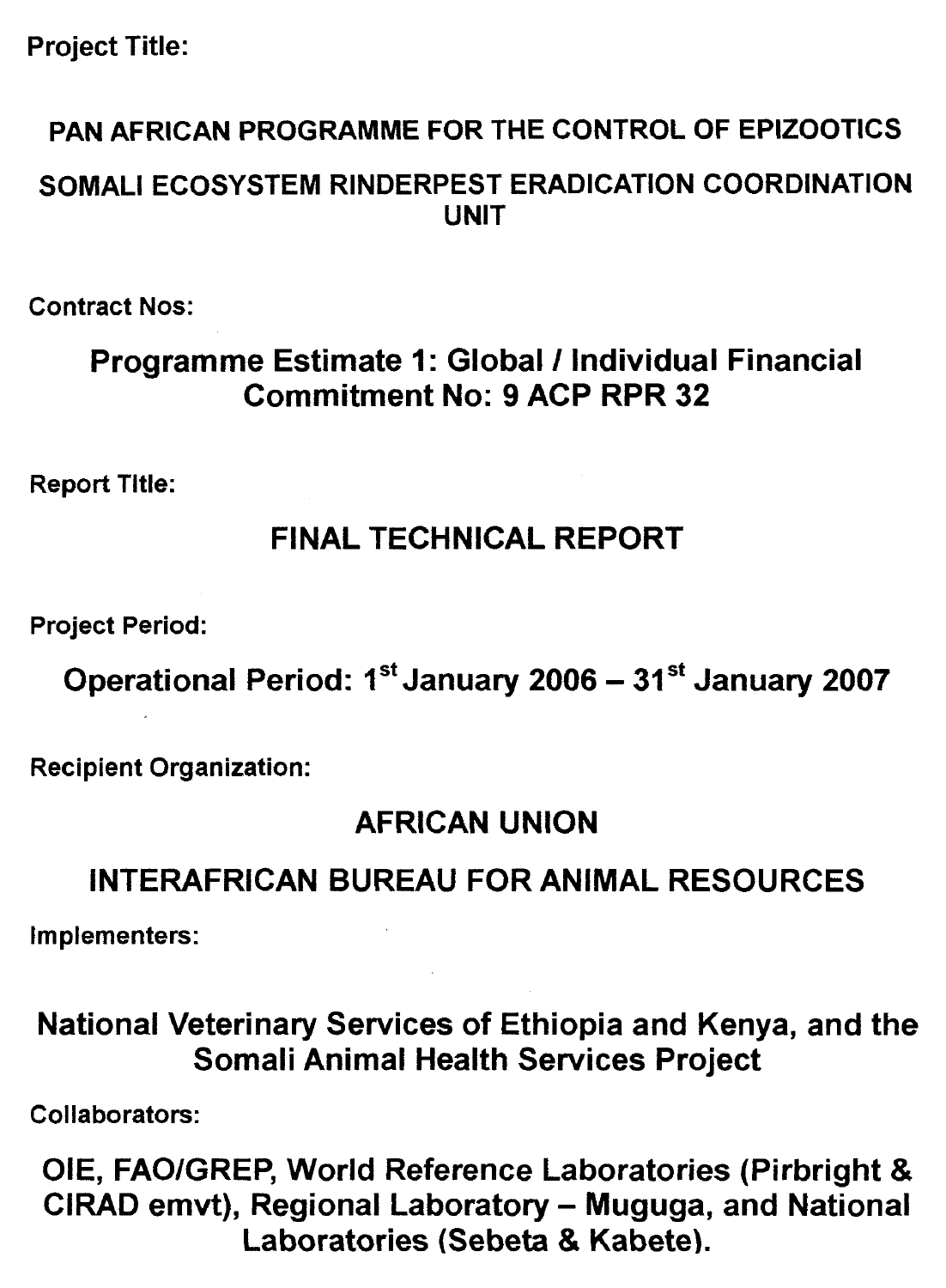**Project Title:**

## PAN AFRICAN PROGRAMME FOR THE CONTROL OF EPIZOOTICS

## SOMALI ECOSYSTEM RINDERPEST ERADICATION COORDINATION UNIT

**Contract Nos:**

## Programme Estimate 1: Global / Individual Financial Commitment No: 9 ACP RPR 32

**Report Title:**

# FINAL TECHNICAL REPORT

**Project Period:**

## Operational Period: 1st January 2006 – 31st January 2007

**Recipient Organization:**

## AFRICAN UNION

## INTERAFRICAN BUREAU FOR ANIMAL RESOURCES

**Implementers:**

## National Veterinary Services of Ethiopia and Kenya, and the Somali Animal Health Services Project

**Collaborators:**

## OIE, FAO/GREP, World Reference Laboratories (Pirbright & CIRAD emvt), Regional Laboratory – Muguga, and National Laboratories (Sebeta & Kabete).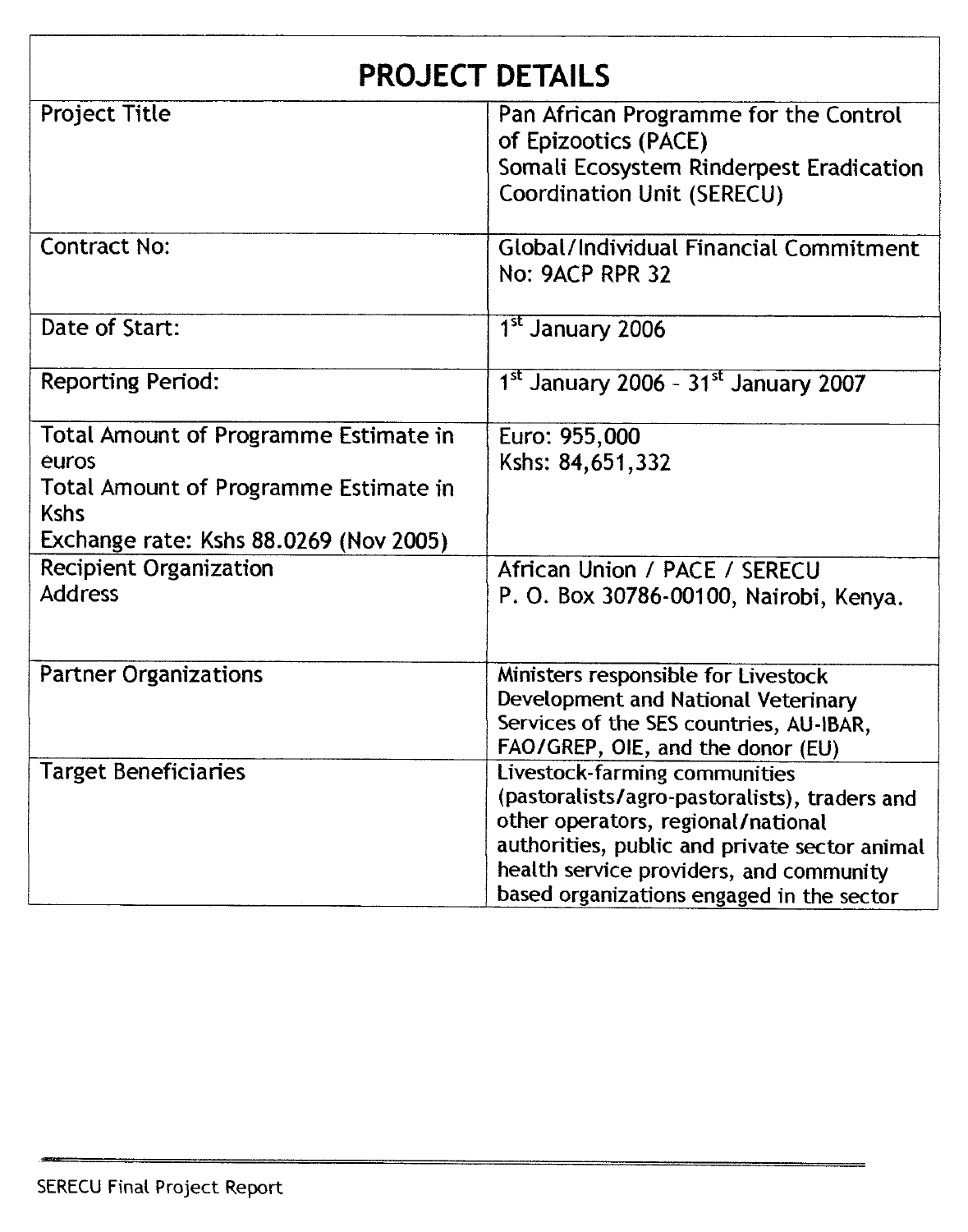| PROJECT DETAILS | |
|---|---|
| Project Title | Pan African Programme for the Control of Epizootics (PACE)<br>Somali Ecosystem Rinderpest Eradication Coordination Unit (SERECU) |
| Contract No: | Global/Individual Financial Commitment No: 9ACP RPR 32 |
| Date of Start: | 1st January 2006 |
| Reporting Period: | 1st January 2006 - 31st January 2007 |
| Total Amount of Programme Estimate in euros<br>Total Amount of Programme Estimate in Kshs<br>Exchange rate: Kshs 88.0269 (Nov 2005) | Euro: 955,000<br>Kshs: 84,651,332 |
| Recipient Organization<br>Address | African Union / PACE / SERECU<br>P. O. Box 30786-00100, Nairobi, Kenya. |
| Partner Organizations | Ministers responsible for Livestock Development and National Veterinary Services of the SES countries, AU-IBAR, FAO/GREP, OIE, and the donor (EU) |
| Target Beneficiaries | Livestock-farming communities (pastoralists/agro-pastoralists), traders and other operators, regional/national authorities, public and private sector animal health service providers, and community based organizations engaged in the sector |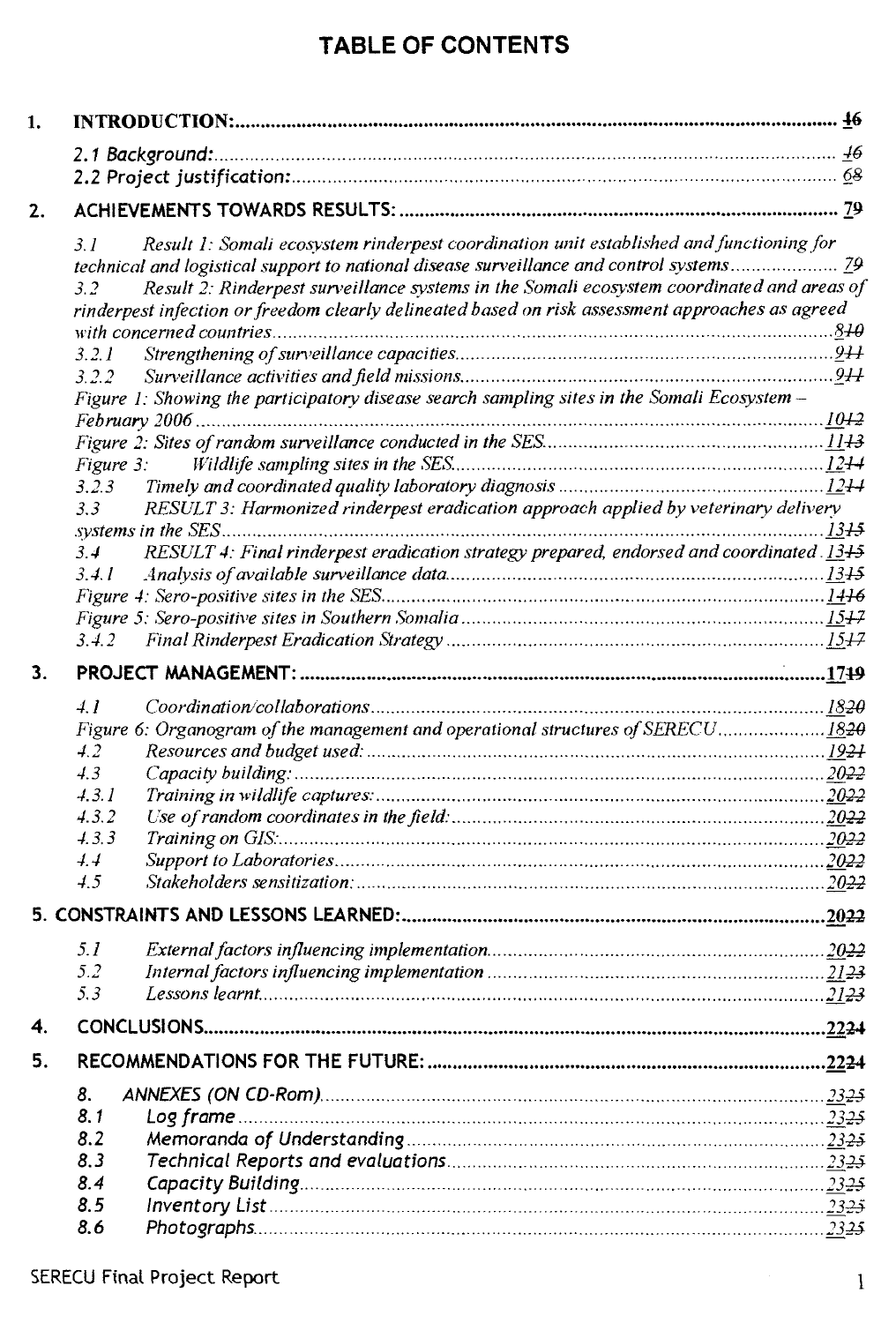# TABLE OF CONTENTS

1. **INTRODUCTION:** 46
   - *2.1 Background:* 46
   - *2.2 Project justification:* 68
2. **ACHIEVEMENTS TOWARDS RESULTS:** 79
   - *3.1 Result 1: Somali ecosystem rinderpest coordination unit established and functioning for technical and logistical support to national disease surveillance and control systems* 79
   - *3.2 Result 2: Rinderpest surveillance systems in the Somali ecosystem coordinated and areas of rinderpest infection or freedom clearly delineated based on risk assessment approaches as agreed with concerned countries* 810
   - *3.2.1 Strengthening of surveillance capacities* 911
   - *3.2.2 Surveillance activities and field missions* 911
   - *Figure 1: Showing the participatory disease search sampling sites in the Somali Ecosystem – February 2006* 1012
   - *Figure 2: Sites of random surveillance conducted in the SES* 1113
   - *Figure 3: Wildlife sampling sites in the SES* 1214
   - *3.2.3 Timely and coordinated quality laboratory diagnosis* 1214
   - *3.3 RESULT 3: Harmonized rinderpest eradication approach applied by veterinary delivery systems in the SES* 1315
   - *3.4 RESULT 4: Final rinderpest eradication strategy prepared, endorsed and coordinated* 1315
   - *3.4.1 Analysis of available surveillance data* 1315
   - *Figure 4: Sero-positive sites in the SES* 1416
   - *Figure 5: Sero-positive sites in Southern Somalia* 1517
   - *3.4.2 Final Rinderpest Eradication Strategy* 1517
3. **PROJECT MANAGEMENT:** 1719
   - *4.1 Coordination/collaborations* 1820
   - *Figure 6: Organogram of the management and operational structures of SERECU* 1820
   - *4.2 Resources and budget used:* 1921
   - *4.3 Capacity building:* 2022
   - *4.3.1 Training in wildlife captures:* 2022
   - *4.3.2 Use of random coordinates in the field:* 2022
   - *4.3.3 Training on GIS:* 2022
   - *4.4 Support to Laboratories* 2022
   - *4.5 Stakeholders sensitization:* 2022

**5. CONSTRAINTS AND LESSONS LEARNED:** 2022
   - *5.1 External factors influencing implementation* 2022
   - *5.2 Internal factors influencing implementation* 2123
   - *5.3 Lessons learnt* 2123

4. **CONCLUSIONS** 2224
5. **RECOMMENDATIONS FOR THE FUTURE:** 2224
   - *8. ANNEXES (ON CD-Rom)* 2325
   - *8.1 Log frame* 2325
   - *8.2 Memoranda of Understanding* 2325
   - *8.3 Technical Reports and evaluations* 2325
   - *8.4 Capacity Building* 2325
   - *8.5 Inventory List* 2325
   - *8.6 Photographs* 2325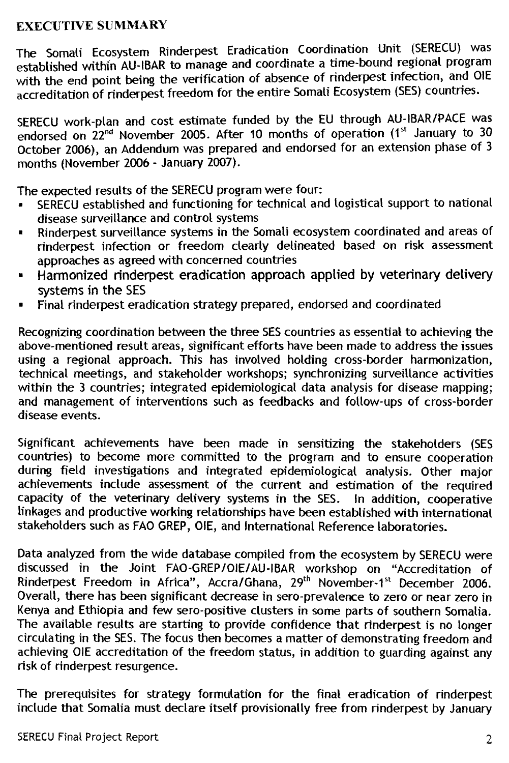## EXECUTIVE SUMMARY

The Somali Ecosystem Rinderpest Eradication Coordination Unit (SERECU) was established within AU-IBAR to manage and coordinate a time-bound regional program with the end point being the verification of absence of rinderpest infection, and OIE accreditation of rinderpest freedom for the entire Somali Ecosystem (SES) countries.

SERECU work-plan and cost estimate funded by the EU through AU-IBAR/PACE was endorsed on 22[nd] November 2005. After 10 months of operation (1[st] January to 30 October 2006), an Addendum was prepared and endorsed for an extension phase of 3 months (November 2006 - January 2007).

The expected results of the SERECU program were four:

- SERECU established and functioning for technical and logistical support to national disease surveillance and control systems
- Rinderpest surveillance systems in the Somali ecosystem coordinated and areas of rinderpest infection or freedom clearly delineated based on risk assessment approaches as agreed with concerned countries
- Harmonized rinderpest eradication approach applied by veterinary delivery systems in the SES
- Final rinderpest eradication strategy prepared, endorsed and coordinated

Recognizing coordination between the three SES countries as essential to achieving the above-mentioned result areas, significant efforts have been made to address the issues using a regional approach. This has involved holding cross-border harmonization, technical meetings, and stakeholder workshops; synchronizing surveillance activities within the 3 countries; integrated epidemiological data analysis for disease mapping; and management of interventions such as feedbacks and follow-ups of cross-border disease events.

Significant achievements have been made in sensitizing the stakeholders (SES countries) to become more committed to the program and to ensure cooperation during field investigations and integrated epidemiological analysis. Other major achievements include assessment of the current and estimation of the required capacity of the veterinary delivery systems in the SES. In addition, cooperative linkages and productive working relationships have been established with international stakeholders such as FAO GREP, OIE, and International Reference laboratories.

Data analyzed from the wide database compiled from the ecosystem by SERECU were discussed in the Joint FAO-GREP/OIE/AU-IBAR workshop on "Accreditation of Rinderpest Freedom in Africa", Accra/Ghana, 29[th] November-1[st] December 2006. Overall, there has been significant decrease in sero-prevalence to zero or near zero in Kenya and Ethiopia and few sero-positive clusters in some parts of southern Somalia. The available results are starting to provide confidence that rinderpest is no longer circulating in the SES. The focus then becomes a matter of demonstrating freedom and achieving OIE accreditation of the freedom status, in addition to guarding against any risk of rinderpest resurgence.

The prerequisites for strategy formulation for the final eradication of rinderpest include that Somalia must declare itself provisionally free from rinderpest by January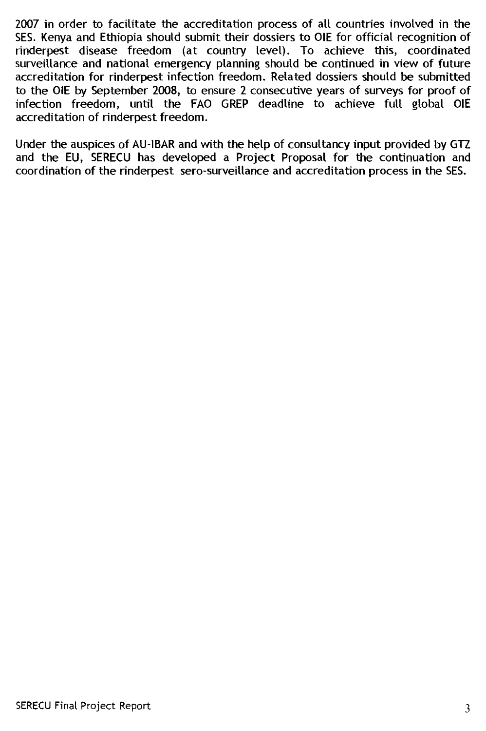2007 in order to facilitate the accreditation process of all countries involved in the SES. Kenya and Ethiopia should submit their dossiers to OIE for official recognition of rinderpest disease freedom (at country level). To achieve this, coordinated surveillance and national emergency planning should be continued in view of future accreditation for rinderpest infection freedom. Related dossiers should be submitted to the OIE by September 2008, to ensure 2 consecutive years of surveys for proof of infection freedom, until the FAO GREP deadline to achieve full global OIE accreditation of rinderpest freedom.

Under the auspices of AU-IBAR and with the help of consultancy input provided by GTZ and the EU, SERECU has developed a Project Proposal for the continuation and coordination of the rinderpest sero-surveillance and accreditation process in the SES.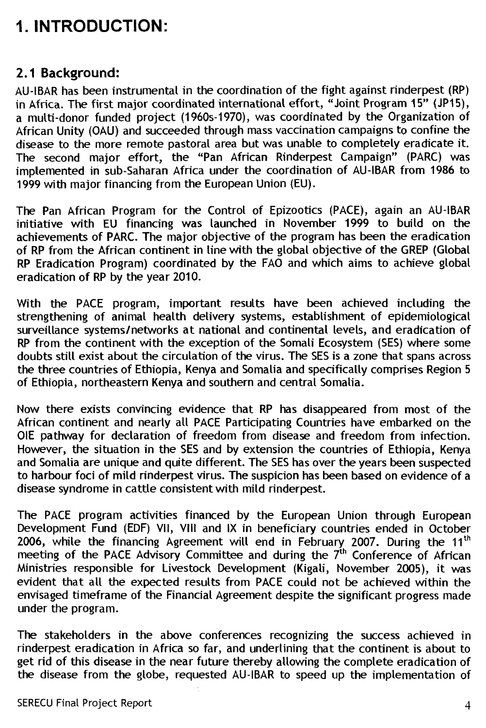# 1. INTRODUCTION:

## 2.1 Background:

AU-IBAR has been instrumental in the coordination of the fight against rinderpest (RP) in Africa. The first major coordinated international effort, "Joint Program 15" (JP15), a multi-donor funded project (1960s-1970), was coordinated by the Organization of African Unity (OAU) and succeeded through mass vaccination campaigns to confine the disease to the more remote pastoral area but was unable to completely eradicate it. The second major effort, the "Pan African Rinderpest Campaign" (PARC) was implemented in sub-Saharan Africa under the coordination of AU-IBAR from 1986 to 1999 with major financing from the European Union (EU).

The Pan African Program for the Control of Epizootics (PACE), again an AU-IBAR initiative with EU financing was launched in November 1999 to build on the achievements of PARC. The major objective of the program has been the eradication of RP from the African continent in line with the global objective of the GREP (Global RP Eradication Program) coordinated by the FAO and which aims to achieve global eradication of RP by the year 2010.

With the PACE program, important results have been achieved including the strengthening of animal health delivery systems, establishment of epidemiological surveillance systems/networks at national and continental levels, and eradication of RP from the continent with the exception of the Somali Ecosystem (SES) where some doubts still exist about the circulation of the virus. The SES is a zone that spans across the three countries of Ethiopia, Kenya and Somalia and specifically comprises Region 5 of Ethiopia, northeastern Kenya and southern and central Somalia.

Now there exists convincing evidence that RP has disappeared from most of the African continent and nearly all PACE Participating Countries have embarked on the OIE pathway for declaration of freedom from disease and freedom from infection. However, the situation in the SES and by extension the countries of Ethiopia, Kenya and Somalia are unique and quite different. The SES has over the years been suspected to harbour foci of mild rinderpest virus. The suspicion has been based on evidence of a disease syndrome in cattle consistent with mild rinderpest.

The PACE program activities financed by the European Union through European Development Fund (EDF) VII, VIII and IX in beneficiary countries ended in October 2006, while the financing Agreement will end in February 2007. During the 11th meeting of the PACE Advisory Committee and during the 7th Conference of African Ministries responsible for Livestock Development (Kigali, November 2005), it was evident that all the expected results from PACE could not be achieved within the envisaged timeframe of the Financial Agreement despite the significant progress made under the program.

The stakeholders in the above conferences recognizing the success achieved in rinderpest eradication in Africa so far, and underlining that the continent is about to get rid of this disease in the near future thereby allowing the complete eradication of the disease from the globe, requested AU-IBAR to speed up the implementation of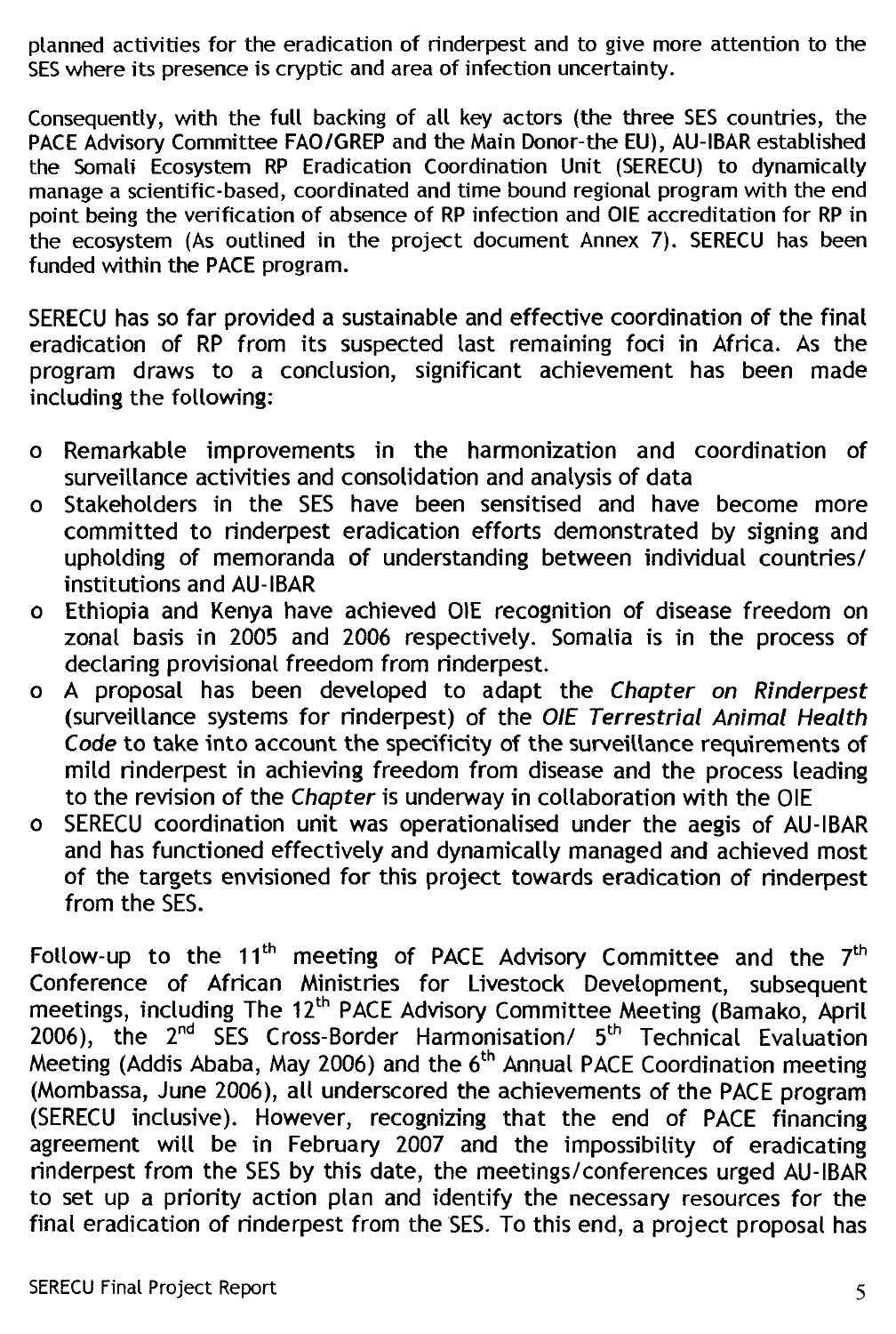planned activities for the eradication of rinderpest and to give more attention to the SES where its presence is cryptic and area of infection uncertainty.

Consequently, with the full backing of all key actors (the three SES countries, the PACE Advisory Committee FAO/GREP and the Main Donor-the EU), AU-IBAR established the Somali Ecosystem RP Eradication Coordination Unit (SERECU) to dynamically manage a scientific-based, coordinated and time bound regional program with the end point being the verification of absence of RP infection and OIE accreditation for RP in the ecosystem (As outlined in the project document Annex 7). SERECU has been funded within the PACE program.

SERECU has so far provided a sustainable and effective coordination of the final eradication of RP from its suspected last remaining foci in Africa. As the program draws to a conclusion, significant achievement has been made including the following:

- Remarkable improvements in the harmonization and coordination of surveillance activities and consolidation and analysis of data
- Stakeholders in the SES have been sensitised and have become more committed to rinderpest eradication efforts demonstrated by signing and upholding of memoranda of understanding between individual countries/ institutions and AU-IBAR
- Ethiopia and Kenya have achieved OIE recognition of disease freedom on zonal basis in 2005 and 2006 respectively. Somalia is in the process of declaring provisional freedom from rinderpest.
- A proposal has been developed to adapt the *Chapter on Rinderpest* (surveillance systems for rinderpest) of the *OIE Terrestrial Animal Health Code* to take into account the specificity of the surveillance requirements of mild rinderpest in achieving freedom from disease and the process leading to the revision of the *Chapter* is underway in collaboration with the OIE
- SERECU coordination unit was operationalised under the aegis of AU-IBAR and has functioned effectively and dynamically managed and achieved most of the targets envisioned for this project towards eradication of rinderpest from the SES.

Follow-up to the 11th meeting of PACE Advisory Committee and the 7th Conference of African Ministries for Livestock Development, subsequent meetings, including The 12th PACE Advisory Committee Meeting (Bamako, April 2006), the 2nd SES Cross-Border Harmonisation/ 5th Technical Evaluation Meeting (Addis Ababa, May 2006) and the 6th Annual PACE Coordination meeting (Mombassa, June 2006), all underscored the achievements of the PACE program (SERECU inclusive). However, recognizing that the end of PACE financing agreement will be in February 2007 and the impossibility of eradicating rinderpest from the SES by this date, the meetings/conferences urged AU-IBAR to set up a priority action plan and identify the necessary resources for the final eradication of rinderpest from the SES. To this end, a project proposal has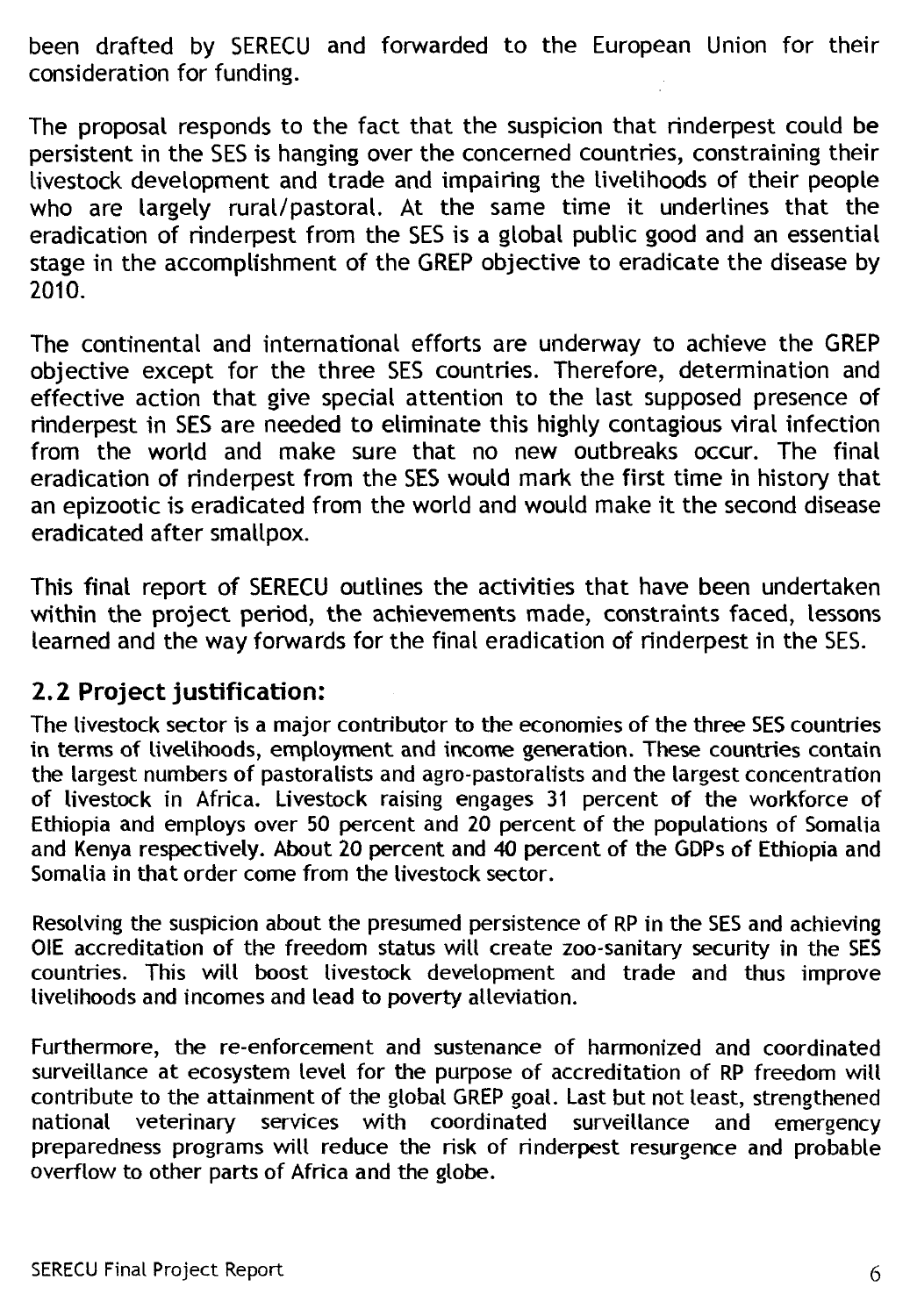been drafted by SERECU and forwarded to the European Union for their consideration for funding.

The proposal responds to the fact that the suspicion that rinderpest could be persistent in the SES is hanging over the concerned countries, constraining their livestock development and trade and impairing the livelihoods of their people who are largely rural/pastoral. At the same time it underlines that the eradication of rinderpest from the SES is a global public good and an essential stage in the accomplishment of the GREP objective to eradicate the disease by 2010.

The continental and international efforts are underway to achieve the GREP objective except for the three SES countries. Therefore, determination and effective action that give special attention to the last supposed presence of rinderpest in SES are needed to eliminate this highly contagious viral infection from the world and make sure that no new outbreaks occur. The final eradication of rinderpest from the SES would mark the first time in history that an epizootic is eradicated from the world and would make it the second disease eradicated after smallpox.

This final report of SERECU outlines the activities that have been undertaken within the project period, the achievements made, constraints faced, lessons learned and the way forwards for the final eradication of rinderpest in the SES.

## 2.2 Project justification:

The livestock sector is a major contributor to the economies of the three SES countries in terms of livelihoods, employment and income generation. These countries contain the largest numbers of pastoralists and agro-pastoralists and the largest concentration of livestock in Africa. Livestock raising engages 31 percent of the workforce of Ethiopia and employs over 50 percent and 20 percent of the populations of Somalia and Kenya respectively. About 20 percent and 40 percent of the GDPs of Ethiopia and Somalia in that order come from the livestock sector.

Resolving the suspicion about the presumed persistence of RP in the SES and achieving OIE accreditation of the freedom status will create zoo-sanitary security in the SES countries. This will boost livestock development and trade and thus improve livelihoods and incomes and lead to poverty alleviation.

Furthermore, the re-enforcement and sustenance of harmonized and coordinated surveillance at ecosystem level for the purpose of accreditation of RP freedom will contribute to the attainment of the global GREP goal. Last but not least, strengthened national veterinary services with coordinated surveillance and emergency preparedness programs will reduce the risk of rinderpest resurgence and probable overflow to other parts of Africa and the globe.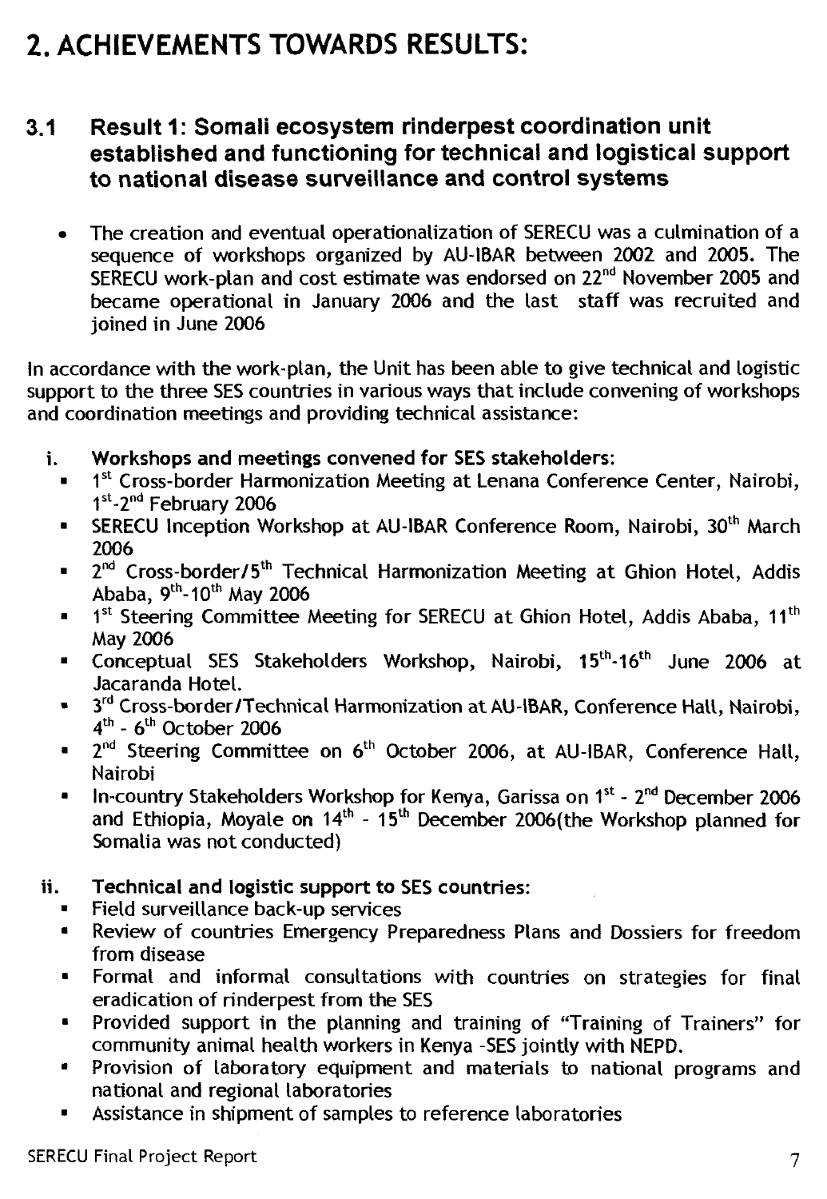# 2. ACHIEVEMENTS TOWARDS RESULTS:

## 3.1 Result 1: Somali ecosystem rinderpest coordination unit established and functioning for technical and logistical support to national disease surveillance and control systems

- The creation and eventual operationalization of SERECU was a culmination of a sequence of workshops organized by AU-IBAR between 2002 and 2005. The SERECU work-plan and cost estimate was endorsed on 22nd November 2005 and became operational in January 2006 and the last staff was recruited and joined in June 2006

In accordance with the work-plan, the Unit has been able to give technical and logistic support to the three SES countries in various ways that include convening of workshops and coordination meetings and providing technical assistance:

i. **Workshops and meetings convened for SES stakeholders:**
   - 1st Cross-border Harmonization Meeting at Lenana Conference Center, Nairobi, 1st-2nd February 2006
   - SERECU Inception Workshop at AU-IBAR Conference Room, Nairobi, 30th March 2006
   - 2nd Cross-border/5th Technical Harmonization Meeting at Ghion Hotel, Addis Ababa, 9th-10th May 2006
   - 1st Steering Committee Meeting for SERECU at Ghion Hotel, Addis Ababa, 11th May 2006
   - Conceptual SES Stakeholders Workshop, Nairobi, 15th-16th June 2006 at Jacaranda Hotel.
   - 3rd Cross-border/Technical Harmonization at AU-IBAR, Conference Hall, Nairobi, 4th - 6th October 2006
   - 2nd Steering Committee on 6th October 2006, at AU-IBAR, Conference Hall, Nairobi
   - In-country Stakeholders Workshop for Kenya, Garissa on 1st - 2nd December 2006 and Ethiopia, Moyale on 14th - 15th December 2006(the Workshop planned for Somalia was not conducted)

ii. **Technical and logistic support to SES countries:**
   - Field surveillance back-up services
   - Review of countries Emergency Preparedness Plans and Dossiers for freedom from disease
   - Formal and informal consultations with countries on strategies for final eradication of rinderpest from the SES
   - Provided support in the planning and training of "Training of Trainers" for community animal health workers in Kenya -SES jointly with NEPD.
   - Provision of laboratory equipment and materials to national programs and national and regional laboratories
   - Assistance in shipment of samples to reference laboratories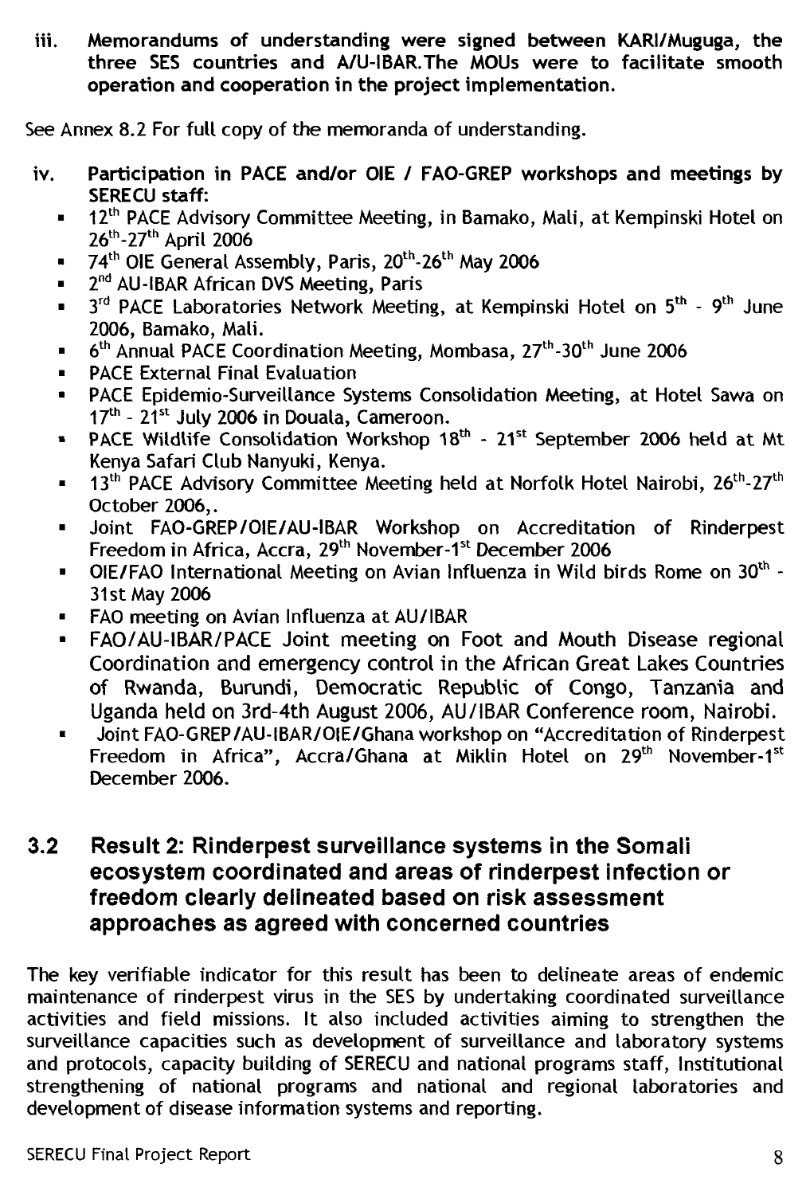iii. **Memorandums of understanding were signed between KARI/Muguga, the three SES countries and A/U-IBAR.The MOUs were to facilitate smooth operation and cooperation in the project implementation.**

See Annex 8.2 For full copy of the memoranda of understanding.

iv. **Participation in PACE and/or OIE / FAO-GREP workshops and meetings by SERECU staff:**

- 12th PACE Advisory Committee Meeting, in Bamako, Mali, at Kempinski Hotel on 26th-27th April 2006
- 74th OIE General Assembly, Paris, 20th-26th May 2006
- 2nd AU-IBAR African DVS Meeting, Paris
- 3rd PACE Laboratories Network Meeting, at Kempinski Hotel on 5th - 9th June 2006, Bamako, Mali.
- 6th Annual PACE Coordination Meeting, Mombasa, 27th-30th June 2006
- PACE External Final Evaluation
- PACE Epidemio-Surveillance Systems Consolidation Meeting, at Hotel Sawa on 17th - 21st July 2006 in Douala, Cameroon.
- PACE Wildlife Consolidation Workshop 18th - 21st September 2006 held at Mt Kenya Safari Club Nanyuki, Kenya.
- 13th PACE Advisory Committee Meeting held at Norfolk Hotel Nairobi, 26th-27th October 2006,.
- Joint FAO-GREP/OIE/AU-IBAR Workshop on Accreditation of Rinderpest Freedom in Africa, Accra, 29th November-1st December 2006
- OIE/FAO International Meeting on Avian Influenza in Wild birds Rome on 30th - 31st May 2006
- FAO meeting on Avian Influenza at AU/IBAR
- FAO/AU-IBAR/PACE Joint meeting on Foot and Mouth Disease regional Coordination and emergency control in the African Great Lakes Countries of Rwanda, Burundi, Democratic Republic of Congo, Tanzania and Uganda held on 3rd-4th August 2006, AU/IBAR Conference room, Nairobi.
- Joint FAO-GREP/AU-IBAR/OIE/Ghana workshop on "Accreditation of Rinderpest Freedom in Africa", Accra/Ghana at Miklin Hotel on 29th November-1st December 2006.

## 3.2 Result 2: Rinderpest surveillance systems in the Somali ecosystem coordinated and areas of rinderpest infection or freedom clearly delineated based on risk assessment approaches as agreed with concerned countries

The key verifiable indicator for this result has been to delineate areas of endemic maintenance of rinderpest virus in the SES by undertaking coordinated surveillance activities and field missions. It also included activities aiming to strengthen the surveillance capacities such as development of surveillance and laboratory systems and protocols, capacity building of SERECU and national programs staff, Institutional strengthening of national programs and national and regional laboratories and development of disease information systems and reporting.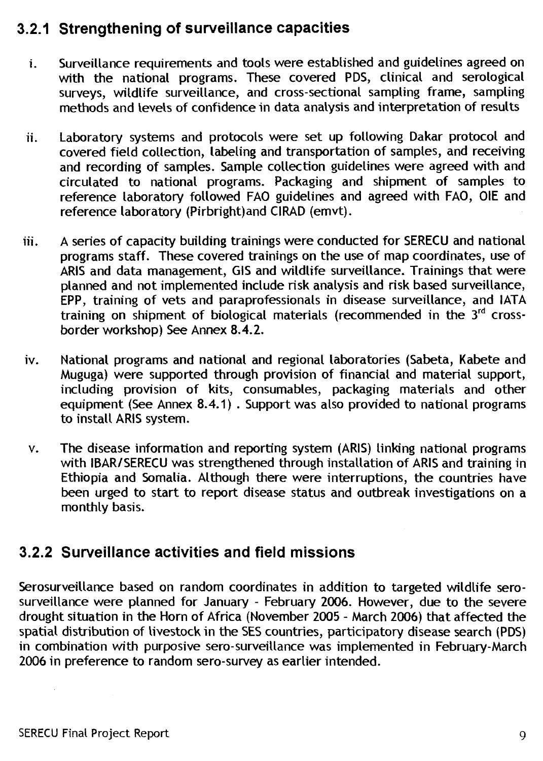### 3.2.1 Strengthening of surveillance capacities

i. Surveillance requirements and tools were established and guidelines agreed on with the national programs. These covered PDS, clinical and serological surveys, wildlife surveillance, and cross-sectional sampling frame, sampling methods and levels of confidence in data analysis and interpretation of results

ii. Laboratory systems and protocols were set up following Dakar protocol and covered field collection, labeling and transportation of samples, and receiving and recording of samples. Sample collection guidelines were agreed with and circulated to national programs. Packaging and shipment of samples to reference laboratory followed FAO guidelines and agreed with FAO, OIE and reference laboratory (Pirbright)and CIRAD (emvt).

iii. A series of capacity building trainings were conducted for SERECU and national programs staff. These covered trainings on the use of map coordinates, use of ARIS and data management, GIS and wildlife surveillance. Trainings that were planned and not implemented include risk analysis and risk based surveillance, EPP, training of vets and paraprofessionals in disease surveillance, and IATA training on shipment of biological materials (recommended in the 3rd cross-border workshop) See Annex 8.4.2.

iv. National programs and national and regional laboratories (Sabeta, Kabete and Muguga) were supported through provision of financial and material support, including provision of kits, consumables, packaging materials and other equipment (See Annex 8.4.1) . Support was also provided to national programs to install ARIS system.

v. The disease information and reporting system (ARIS) linking national programs with IBAR/SERECU was strengthened through installation of ARIS and training in Ethiopia and Somalia. Although there were interruptions, the countries have been urged to start to report disease status and outbreak investigations on a monthly basis.

### 3.2.2 Surveillance activities and field missions

Serosurveillance based on random coordinates in addition to targeted wildlife sero-surveillance were planned for January - February 2006. However, due to the severe drought situation in the Horn of Africa (November 2005 - March 2006) that affected the spatial distribution of livestock in the SES countries, participatory disease search (PDS) in combination with purposive sero-surveillance was implemented in February-March 2006 in preference to random sero-survey as earlier intended.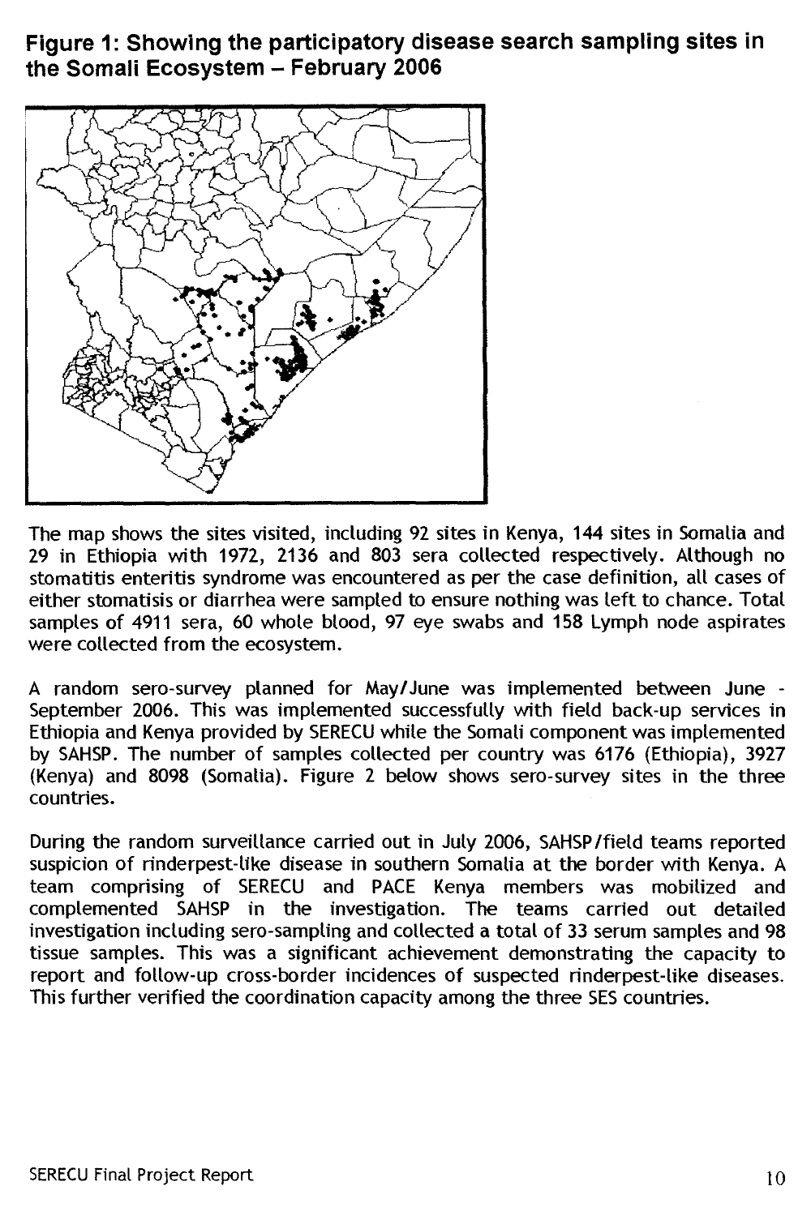**Figure 1: Showing the participatory disease search sampling sites in the Somali Ecosystem – February 2006**

The map shows the sites visited, including 92 sites in Kenya, 144 sites in Somalia and 29 in Ethiopia with 1972, 2136 and 803 sera collected respectively. Although no stomatitis enteritis syndrome was encountered as per the case definition, all cases of either stomatisis or diarrhea were sampled to ensure nothing was left to chance. Total samples of 4911 sera, 60 whole blood, 97 eye swabs and 158 Lymph node aspirates were collected from the ecosystem.

A random sero-survey planned for May/June was implemented between June - September 2006. This was implemented successfully with field back-up services in Ethiopia and Kenya provided by SERECU while the Somali component was implemented by SAHSP. The number of samples collected per country was 6176 (Ethiopia), 3927 (Kenya) and 8098 (Somalia). Figure 2 below shows sero-survey sites in the three countries.

During the random surveillance carried out in July 2006, SAHSP/field teams reported suspicion of rinderpest-like disease in southern Somalia at the border with Kenya. A team comprising of SERECU and PACE Kenya members was mobilized and complemented SAHSP in the investigation. The teams carried out detailed investigation including sero-sampling and collected a total of 33 serum samples and 98 tissue samples. This was a significant achievement demonstrating the capacity to report and follow-up cross-border incidences of suspected rinderpest-like diseases. This further verified the coordination capacity among the three SES countries.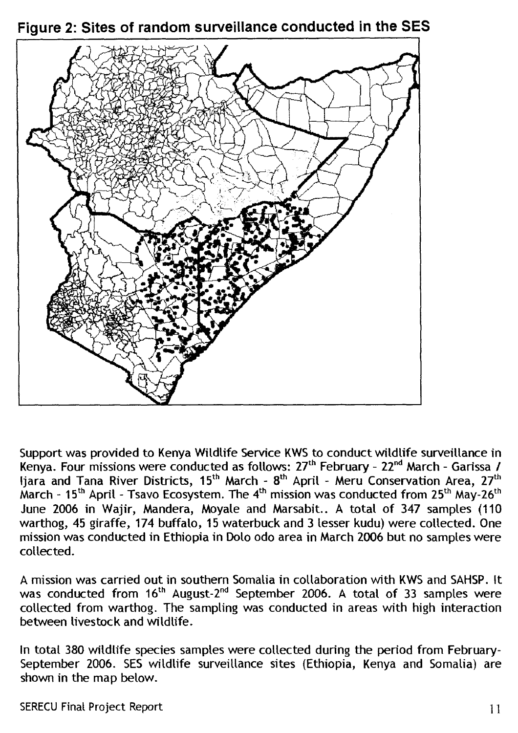## Figure 2: Sites of random surveillance conducted in the SES

Support was provided to Kenya Wildlife Service KWS to conduct wildlife surveillance in Kenya. Four missions were conducted as follows: 27th February - 22nd March - Garissa / Ijara and Tana River Districts, 15th March - 8th April - Meru Conservation Area, 27th March - 15th April - Tsavo Ecosystem. The 4th mission was conducted from 25th May-26th June 2006 in Wajir, Mandera, Moyale and Marsabit.. A total of 347 samples (110 warthog, 45 giraffe, 174 buffalo, 15 waterbuck and 3 lesser kudu) were collected. One mission was conducted in Ethiopia in Dolo odo area in March 2006 but no samples were collected.

A mission was carried out in southern Somalia in collaboration with KWS and SAHSP. It was conducted from 16th August-2nd September 2006. A total of 33 samples were collected from warthog. The sampling was conducted in areas with high interaction between livestock and wildlife.

In total 380 wildlife species samples were collected during the period from February-September 2006. SES wildlife surveillance sites (Ethiopia, Kenya and Somalia) are shown in the map below.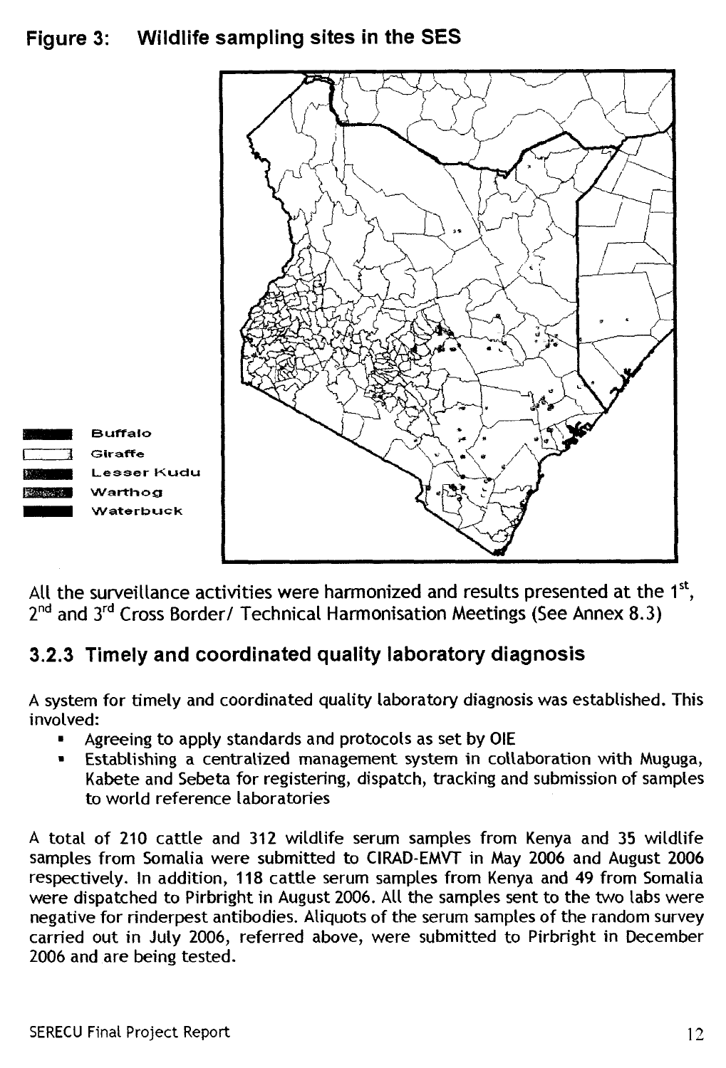**Figure 3: Wildlife sampling sites in the SES**

Buffalo
Giraffe
Lesser Kudu
Warthog
Waterbuck

All the surveillance activities were harmonized and results presented at the 1st, 2nd and 3rd Cross Border/ Technical Harmonisation Meetings (See Annex 8.3)

### 3.2.3 Timely and coordinated quality laboratory diagnosis

A system for timely and coordinated quality laboratory diagnosis was established. This involved:

- Agreeing to apply standards and protocols as set by OIE
- Establishing a centralized management system in collaboration with Muguga, Kabete and Sebeta for registering, dispatch, tracking and submission of samples to world reference laboratories

A total of 210 cattle and 312 wildlife serum samples from Kenya and 35 wildlife samples from Somalia were submitted to CIRAD-EMVT in May 2006 and August 2006 respectively. In addition, 118 cattle serum samples from Kenya and 49 from Somalia were dispatched to Pirbright in August 2006. All the samples sent to the two labs were negative for rinderpest antibodies. Aliquots of the serum samples of the random survey carried out in July 2006, referred above, were submitted to Pirbright in December 2006 and are being tested.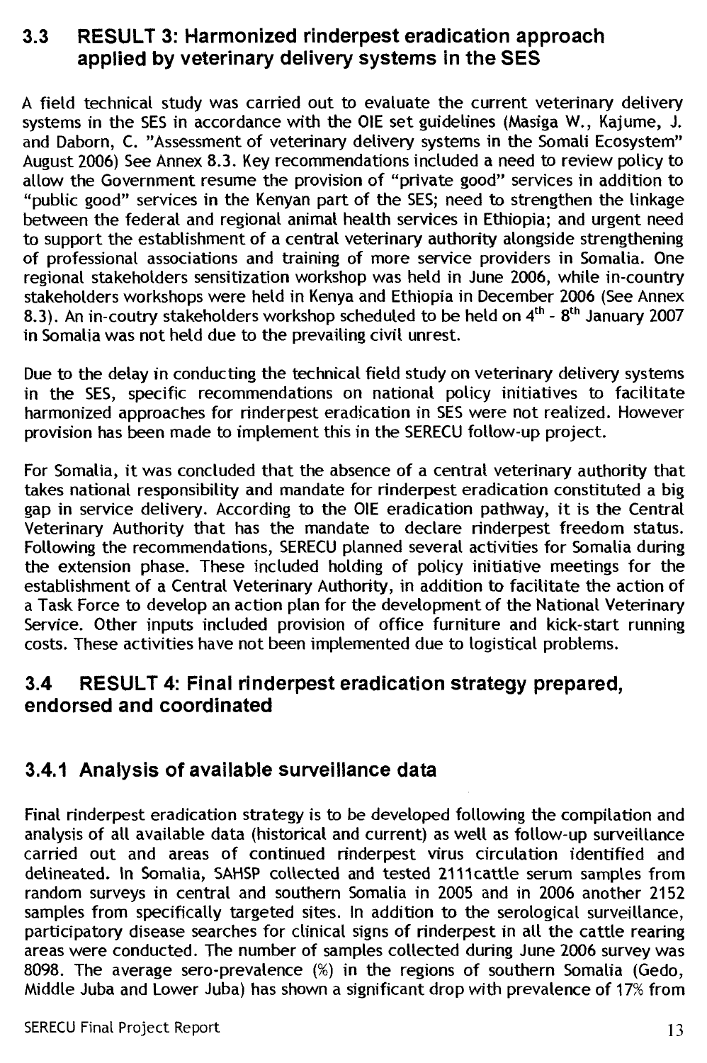## 3.3 RESULT 3: Harmonized rinderpest eradication approach applied by veterinary delivery systems in the SES

A field technical study was carried out to evaluate the current veterinary delivery systems in the SES in accordance with the OIE set guidelines (Masiga W., Kajume, J. and Daborn, C. "Assessment of veterinary delivery systems in the Somali Ecosystem" August 2006) See Annex 8.3. Key recommendations included a need to review policy to allow the Government resume the provision of "private good" services in addition to "public good" services in the Kenyan part of the SES; need to strengthen the linkage between the federal and regional animal health services in Ethiopia; and urgent need to support the establishment of a central veterinary authority alongside strengthening of professional associations and training of more service providers in Somalia. One regional stakeholders sensitization workshop was held in June 2006, while in-country stakeholders workshops were held in Kenya and Ethiopia in December 2006 (See Annex 8.3). An in-coutry stakeholders workshop scheduled to be held on 4th - 8th January 2007 in Somalia was not held due to the prevailing civil unrest.

Due to the delay in conducting the technical field study on veterinary delivery systems in the SES, specific recommendations on national policy initiatives to facilitate harmonized approaches for rinderpest eradication in SES were not realized. However provision has been made to implement this in the SERECU follow-up project.

For Somalia, it was concluded that the absence of a central veterinary authority that takes national responsibility and mandate for rinderpest eradication constituted a big gap in service delivery. According to the OIE eradication pathway, it is the Central Veterinary Authority that has the mandate to declare rinderpest freedom status. Following the recommendations, SERECU planned several activities for Somalia during the extension phase. These included holding of policy initiative meetings for the establishment of a Central Veterinary Authority, in addition to facilitate the action of a Task Force to develop an action plan for the development of the National Veterinary Service. Other inputs included provision of office furniture and kick-start running costs. These activities have not been implemented due to logistical problems.

## 3.4 RESULT 4: Final rinderpest eradication strategy prepared, endorsed and coordinated

### 3.4.1 Analysis of available surveillance data

Final rinderpest eradication strategy is to be developed following the compilation and analysis of all available data (historical and current) as well as follow-up surveillance carried out and areas of continued rinderpest virus circulation identified and delineated. In Somalia, SAHSP collected and tested 2111cattle serum samples from random surveys in central and southern Somalia in 2005 and in 2006 another 2152 samples from specifically targeted sites. In addition to the serological surveillance, participatory disease searches for clinical signs of rinderpest in all the cattle rearing areas were conducted. The number of samples collected during June 2006 survey was 8098. The average sero-prevalence (%) in the regions of southern Somalia (Gedo, Middle Juba and Lower Juba) has shown a significant drop with prevalence of 17% from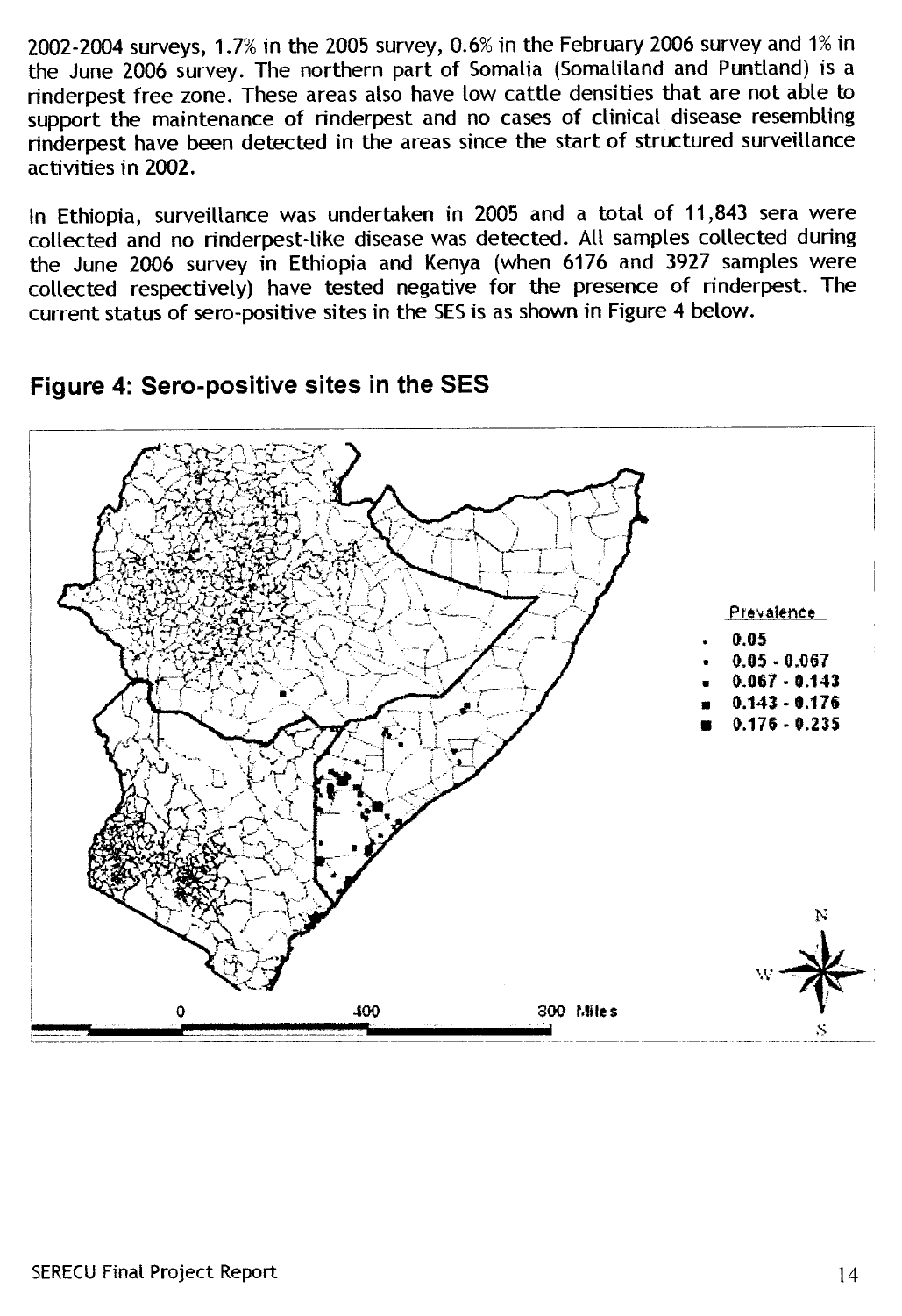2002-2004 surveys, 1.7% in the 2005 survey, 0.6% in the February 2006 survey and 1% in the June 2006 survey. The northern part of Somalia (Somaliland and Puntland) is a rinderpest free zone. These areas also have low cattle densities that are not able to support the maintenance of rinderpest and no cases of clinical disease resembling rinderpest have been detected in the areas since the start of structured surveillance activities in 2002.

In Ethiopia, surveillance was undertaken in 2005 and a total of 11,843 sera were collected and no rinderpest-like disease was detected. All samples collected during the June 2006 survey in Ethiopia and Kenya (when 6176 and 3927 samples were collected respectively) have tested negative for the presence of rinderpest. The current status of sero-positive sites in the SES is as shown in Figure 4 below.

## Figure 4: Sero-positive sites in the SES

Prevalence

- 0.05
- 0.05 - 0.067
- 0.067 - 0.143
- 0.143 - 0.176
- 0.176 - 0.235

0 400 800 Miles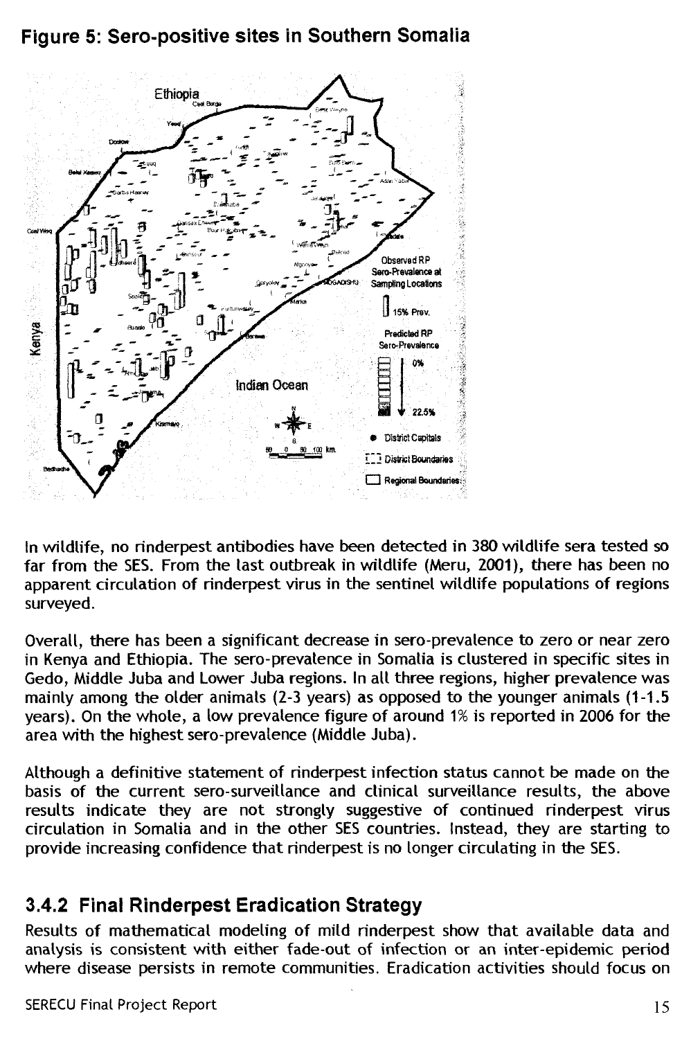## Figure 5: Sero-positive sites in Southern Somalia

In wildlife, no rinderpest antibodies have been detected in 380 wildlife sera tested so far from the SES. From the last outbreak in wildlife (Meru, 2001), there has been no apparent circulation of rinderpest virus in the sentinel wildlife populations of regions surveyed.

Overall, there has been a significant decrease in sero-prevalence to zero or near zero in Kenya and Ethiopia. The sero-prevalence in Somalia is clustered in specific sites in Gedo, Middle Juba and Lower Juba regions. In all three regions, higher prevalence was mainly among the older animals (2-3 years) as opposed to the younger animals (1-1.5 years). On the whole, a low prevalence figure of around 1% is reported in 2006 for the area with the highest sero-prevalence (Middle Juba).

Although a definitive statement of rinderpest infection status cannot be made on the basis of the current sero-surveillance and clinical surveillance results, the above results indicate they are not strongly suggestive of continued rinderpest virus circulation in Somalia and in the other SES countries. Instead, they are starting to provide increasing confidence that rinderpest is no longer circulating in the SES.

### 3.4.2 Final Rinderpest Eradication Strategy

Results of mathematical modeling of mild rinderpest show that available data and analysis is consistent with either fade-out of infection or an inter-epidemic period where disease persists in remote communities. Eradication activities should focus on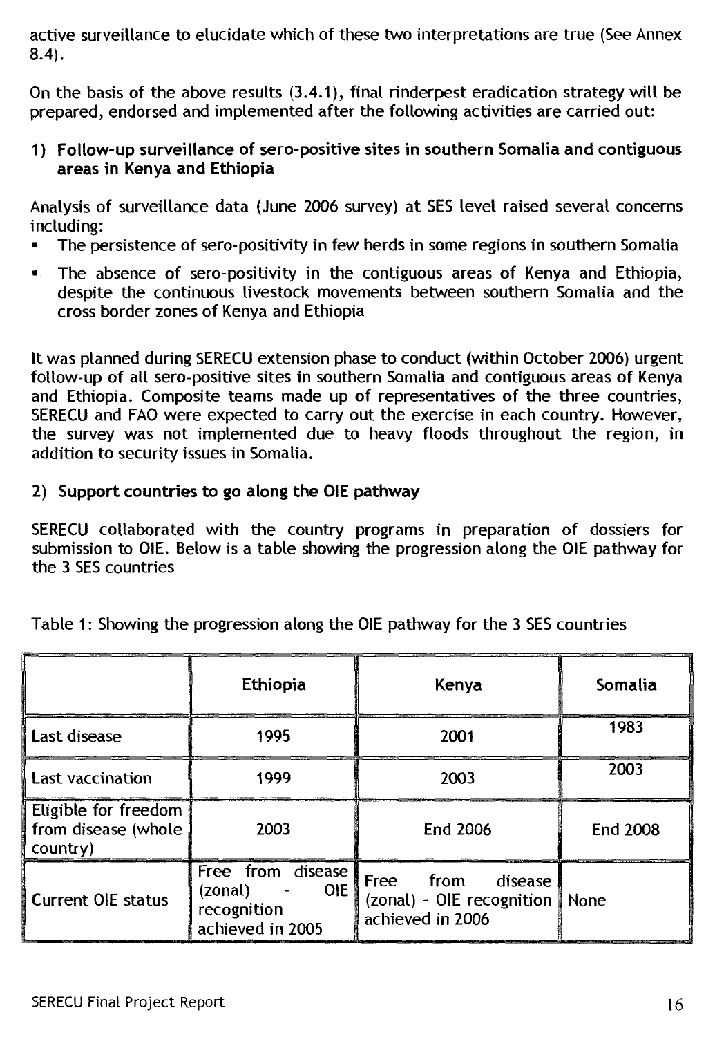active surveillance to elucidate which of these two interpretations are true (See Annex 8.4).

On the basis of the above results (3.4.1), final rinderpest eradication strategy will be prepared, endorsed and implemented after the following activities are carried out:

**1) Follow-up surveillance of sero-positive sites in southern Somalia and contiguous areas in Kenya and Ethiopia**

Analysis of surveillance data (June 2006 survey) at SES level raised several concerns including:

- The persistence of sero-positivity in few herds in some regions in southern Somalia
- The absence of sero-positivity in the contiguous areas of Kenya and Ethiopia, despite the continuous livestock movements between southern Somalia and the cross border zones of Kenya and Ethiopia

It was planned during SERECU extension phase to conduct (within October 2006) urgent follow-up of all sero-positive sites in southern Somalia and contiguous areas of Kenya and Ethiopia. Composite teams made up of representatives of the three countries, SERECU and FAO were expected to carry out the exercise in each country. However, the survey was not implemented due to heavy floods throughout the region, in addition to security issues in Somalia.

**2) Support countries to go along the OIE pathway**

SERECU collaborated with the country programs in preparation of dossiers for submission to OIE. Below is a table showing the progression along the OIE pathway for the 3 SES countries

Table 1: Showing the progression along the OIE pathway for the 3 SES countries

| | Ethiopia | Kenya | Somalia |
|---|---|---|---|
| Last disease | 1995 | 2001 | 1983 |
| Last vaccination | 1999 | 2003 | 2003 |
| Eligible for freedom from disease (whole country) | 2003 | End 2006 | End 2008 |
| Current OIE status | Free from disease (zonal) - OIE recognition achieved in 2005 | Free from disease (zonal) - OIE recognition achieved in 2006 | None |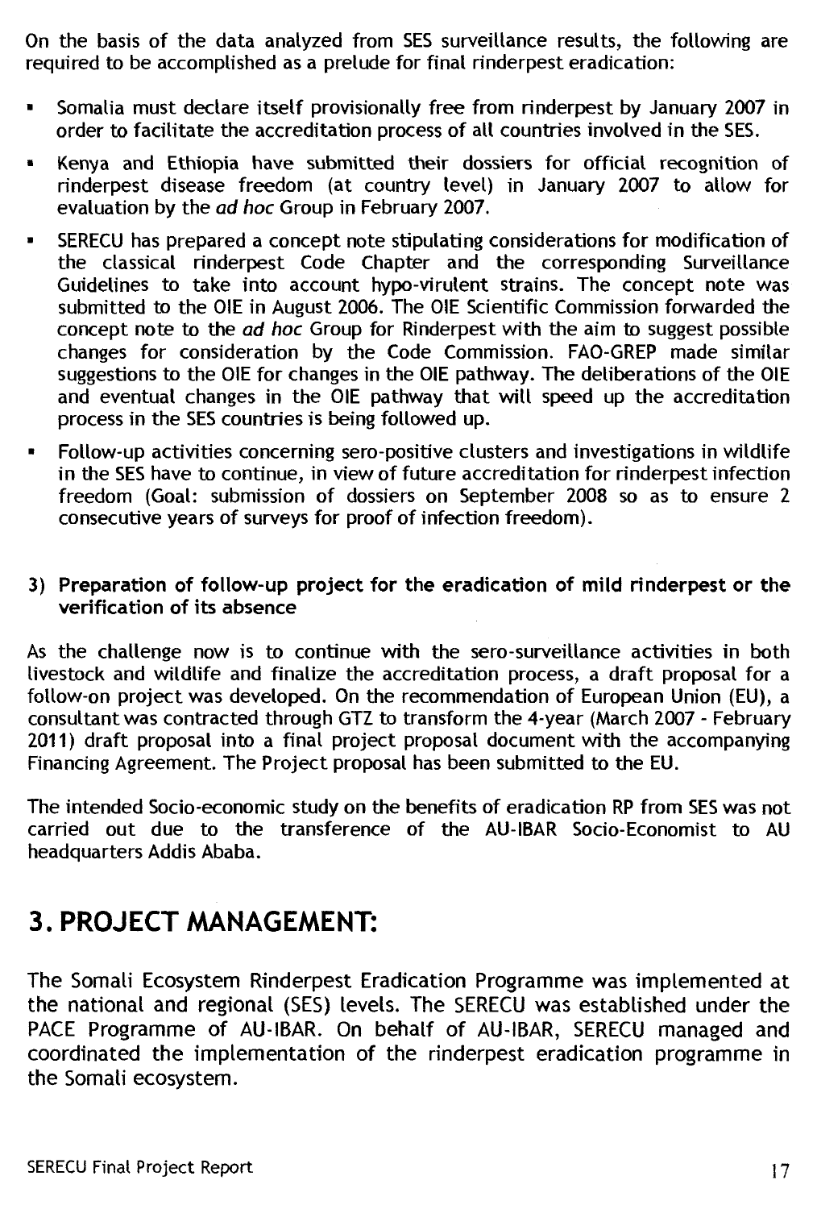On the basis of the data analyzed from SES surveillance results, the following are required to be accomplished as a prelude for final rinderpest eradication:

- Somalia must declare itself provisionally free from rinderpest by January 2007 in order to facilitate the accreditation process of all countries involved in the SES.
- Kenya and Ethiopia have submitted their dossiers for official recognition of rinderpest disease freedom (at country level) in January 2007 to allow for evaluation by the *ad hoc* Group in February 2007.
- SERECU has prepared a concept note stipulating considerations for modification of the classical rinderpest Code Chapter and the corresponding Surveillance Guidelines to take into account hypo-virulent strains. The concept note was submitted to the OIE in August 2006. The OIE Scientific Commission forwarded the concept note to the *ad hoc* Group for Rinderpest with the aim to suggest possible changes for consideration by the Code Commission. FAO-GREP made similar suggestions to the OIE for changes in the OIE pathway. The deliberations of the OIE and eventual changes in the OIE pathway that will speed up the accreditation process in the SES countries is being followed up.
- Follow-up activities concerning sero-positive clusters and investigations in wildlife in the SES have to continue, in view of future accreditation for rinderpest infection freedom (Goal: submission of dossiers on September 2008 so as to ensure 2 consecutive years of surveys for proof of infection freedom).

**3) Preparation of follow-up project for the eradication of mild rinderpest or the verification of its absence**

As the challenge now is to continue with the sero-surveillance activities in both livestock and wildlife and finalize the accreditation process, a draft proposal for a follow-on project was developed. On the recommendation of European Union (EU), a consultant was contracted through GTZ to transform the 4-year (March 2007 - February 2011) draft proposal into a final project proposal document with the accompanying Financing Agreement. The Project proposal has been submitted to the EU.

The intended Socio-economic study on the benefits of eradication RP from SES was not carried out due to the transference of the AU-IBAR Socio-Economist to AU headquarters Addis Ababa.

# 3. PROJECT MANAGEMENT:

The Somali Ecosystem Rinderpest Eradication Programme was implemented at the national and regional (SES) levels. The SERECU was established under the PACE Programme of AU-IBAR. On behalf of AU-IBAR, SERECU managed and coordinated the implementation of the rinderpest eradication programme in the Somali ecosystem.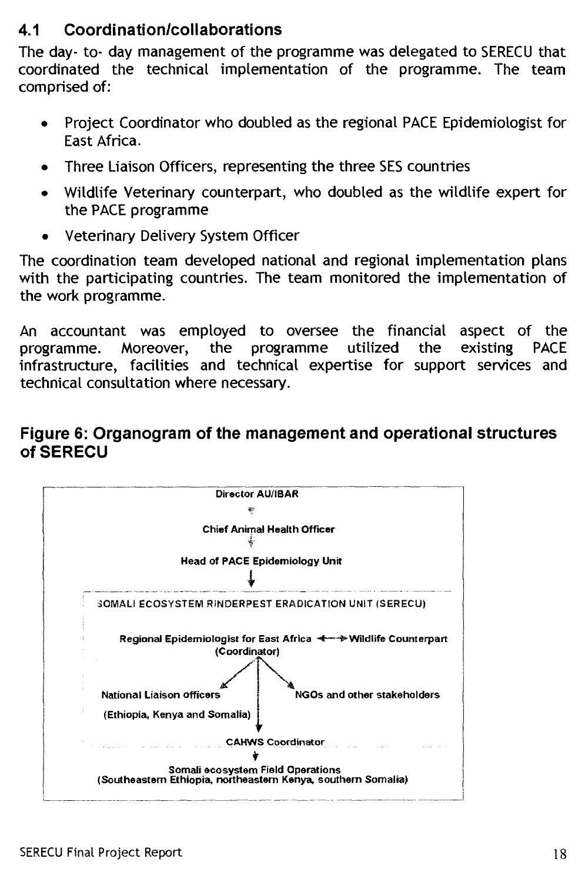## 4.1 Coordination/collaborations

The day- to- day management of the programme was delegated to SERECU that coordinated the technical implementation of the programme. The team comprised of:

- Project Coordinator who doubled as the regional PACE Epidemiologist for East Africa.
- Three Liaison Officers, representing the three SES countries
- Wildlife Veterinary counterpart, who doubled as the wildlife expert for the PACE programme
- Veterinary Delivery System Officer

The coordination team developed national and regional implementation plans with the participating countries. The team monitored the implementation of the work programme.

An accountant was employed to oversee the financial aspect of the programme. Moreover, the programme utilized the existing PACE infrastructure, facilities and technical expertise for support services and technical consultation where necessary.

## Figure 6: Organogram of the management and operational structures of SERECU

Director AU/IBAR

↓

Chief Animal Health Officer

↓

Head of PACE Epidemiology Unit

↓

SOMALI ECOSYSTEM RINDERPEST ERADICATION UNIT (SERECU)

Regional Epidemiologist for East Africa (Coordinator) ↔ Wildlife Counterpart

National Liaison officers (Ethiopia, Kenya and Somalia)

NGOs and other stakeholders

CAHWS Coordinator

↓

Somali ecosystem Field Operations (Southeastern Ethiopia, northeastern Kenya, southern Somalia)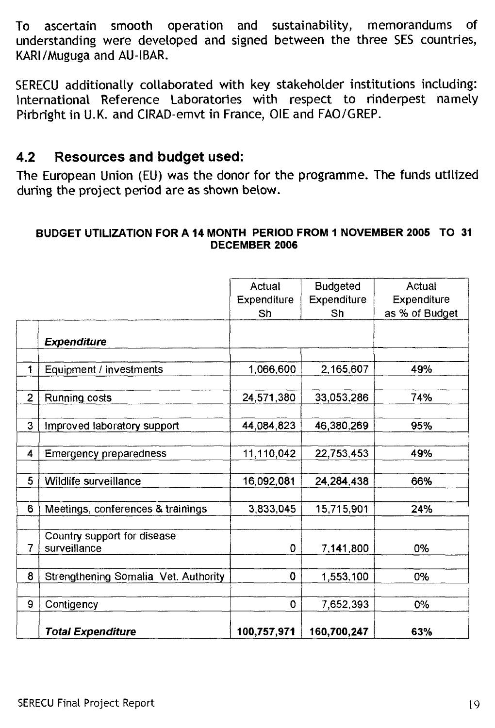To ascertain smooth operation and sustainability, memorandums of understanding were developed and signed between the three SES countries, KARI/Muguga and AU-IBAR.

SERECU additionally collaborated with key stakeholder institutions including: International Reference Laboratories with respect to rinderpest namely Pirbright in U.K. and CIRAD-emvt in France, OIE and FAO/GREP.

## 4.2 Resources and budget used:

The European Union (EU) was the donor for the programme. The funds utilized during the project period are as shown below.

**BUDGET UTILIZATION FOR A 14 MONTH PERIOD FROM 1 NOVEMBER 2005 TO 31 DECEMBER 2006**

| | | Actual Expenditure Sh | Budgeted Expenditure Sh | Actual Expenditure as % of Budget |
|---|---|---|---|---|
| | ***Expenditure*** | | | |
| 1 | Equipment / investments | 1,066,600 | 2,165,607 | 49% |
| 2 | Running costs | 24,571,380 | 33,053,286 | 74% |
| 3 | Improved laboratory support | 44,084,823 | 46,380,269 | 95% |
| 4 | Emergency preparedness | 11,110,042 | 22,753,453 | 49% |
| 5 | Wildlife surveillance | 16,092,081 | 24,284,438 | 66% |
| 6 | Meetings, conferences & trainings | 3,833,045 | 15,715,901 | 24% |
| 7 | Country support for disease surveillance | 0 | 7,141,800 | 0% |
| 8 | Strengthening Somalia Vet. Authority | 0 | 1,553,100 | 0% |
| 9 | Contigency | 0 | 7,652,393 | 0% |
| | ***Total Expenditure*** | **100,757,971** | **160,700,247** | **63%** |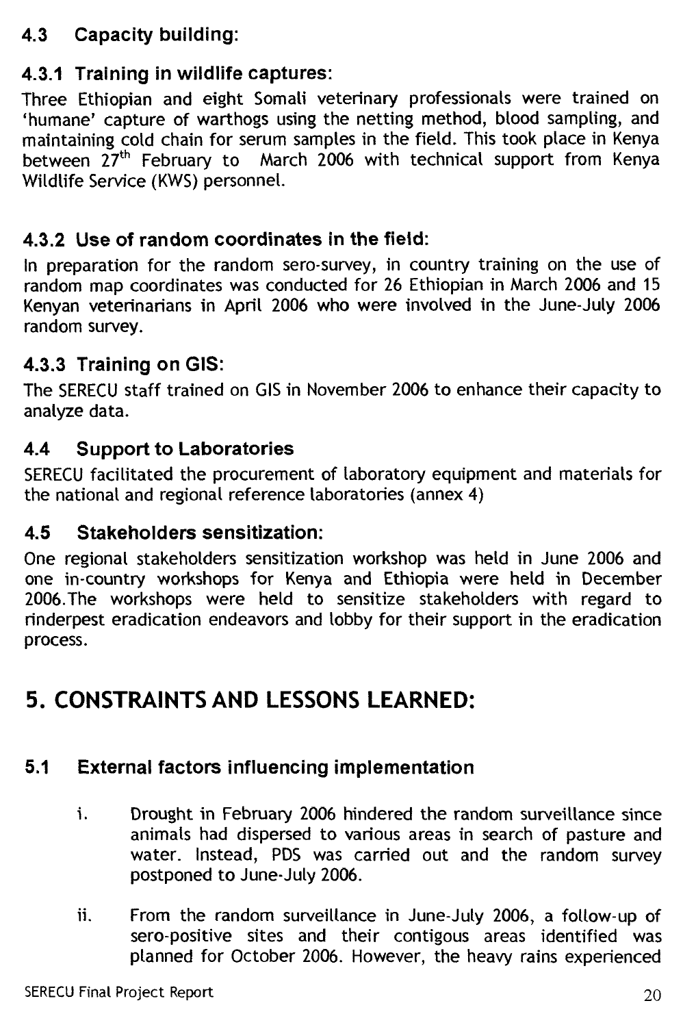### 4.3 Capacity building:

#### 4.3.1 Training in wildlife captures:

Three Ethiopian and eight Somali veterinary professionals were trained on 'humane' capture of warthogs using the netting method, blood sampling, and maintaining cold chain for serum samples in the field. This took place in Kenya between 27th February to March 2006 with technical support from Kenya Wildlife Service (KWS) personnel.

#### 4.3.2 Use of random coordinates in the field:

In preparation for the random sero-survey, in country training on the use of random map coordinates was conducted for 26 Ethiopian in March 2006 and 15 Kenyan veterinarians in April 2006 who were involved in the June-July 2006 random survey.

#### 4.3.3 Training on GIS:

The SERECU staff trained on GIS in November 2006 to enhance their capacity to analyze data.

### 4.4 Support to Laboratories

SERECU facilitated the procurement of laboratory equipment and materials for the national and regional reference laboratories (annex 4)

### 4.5 Stakeholders sensitization:

One regional stakeholders sensitization workshop was held in June 2006 and one in-country workshops for Kenya and Ethiopia were held in December 2006.The workshops were held to sensitize stakeholders with regard to rinderpest eradication endeavors and lobby for their support in the eradication process.

## 5. CONSTRAINTS AND LESSONS LEARNED:

### 5.1 External factors influencing implementation

i. Drought in February 2006 hindered the random surveillance since animals had dispersed to various areas in search of pasture and water. Instead, PDS was carried out and the random survey postponed to June-July 2006.

ii. From the random surveillance in June-July 2006, a follow-up of sero-positive sites and their contigous areas identified was planned for October 2006. However, the heavy rains experienced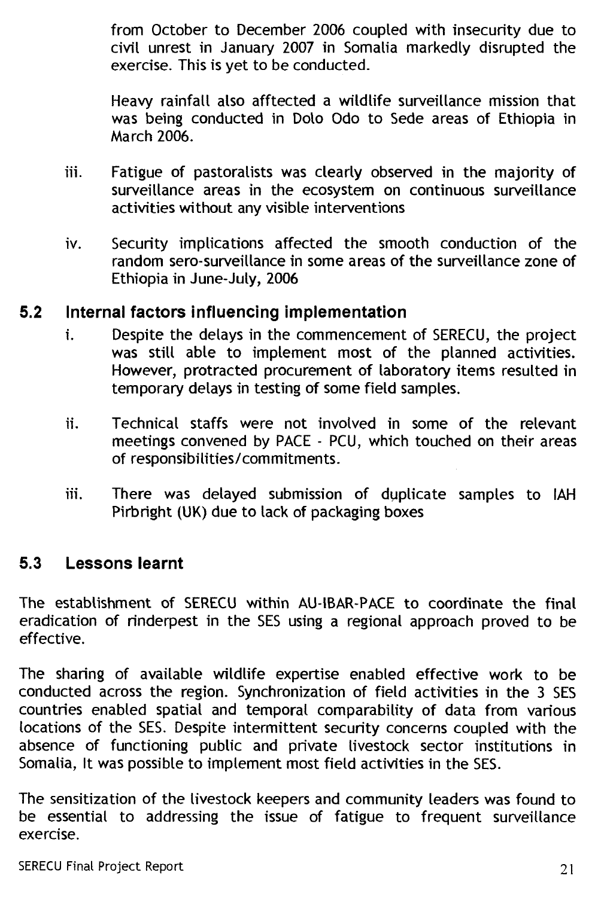from October to December 2006 coupled with insecurity due to civil unrest in January 2007 in Somalia markedly disrupted the exercise. This is yet to be conducted.

Heavy rainfall also afftected a wildlife surveillance mission that was being conducted in Dolo Odo to Sede areas of Ethiopia in March 2006.

iii. Fatigue of pastoralists was clearly observed in the majority of surveillance areas in the ecosystem on continuous surveillance activities without any visible interventions

iv. Security implications affected the smooth conduction of the random sero-surveillance in some areas of the surveillance zone of Ethiopia in June-July, 2006

### 5.2 Internal factors influencing implementation

i. Despite the delays in the commencement of SERECU, the project was still able to implement most of the planned activities. However, protracted procurement of laboratory items resulted in temporary delays in testing of some field samples.

ii. Technical staffs were not involved in some of the relevant meetings convened by PACE - PCU, which touched on their areas of responsibilities/commitments.

iii. There was delayed submission of duplicate samples to IAH Pirbright (UK) due to lack of packaging boxes

### 5.3 Lessons learnt

The establishment of SERECU within AU-IBAR-PACE to coordinate the final eradication of rinderpest in the SES using a regional approach proved to be effective.

The sharing of available wildlife expertise enabled effective work to be conducted across the region. Synchronization of field activities in the 3 SES countries enabled spatial and temporal comparability of data from various locations of the SES. Despite intermittent security concerns coupled with the absence of functioning public and private livestock sector institutions in Somalia, It was possible to implement most field activities in the SES.

The sensitization of the livestock keepers and community leaders was found to be essential to addressing the issue of fatigue to frequent surveillance exercise.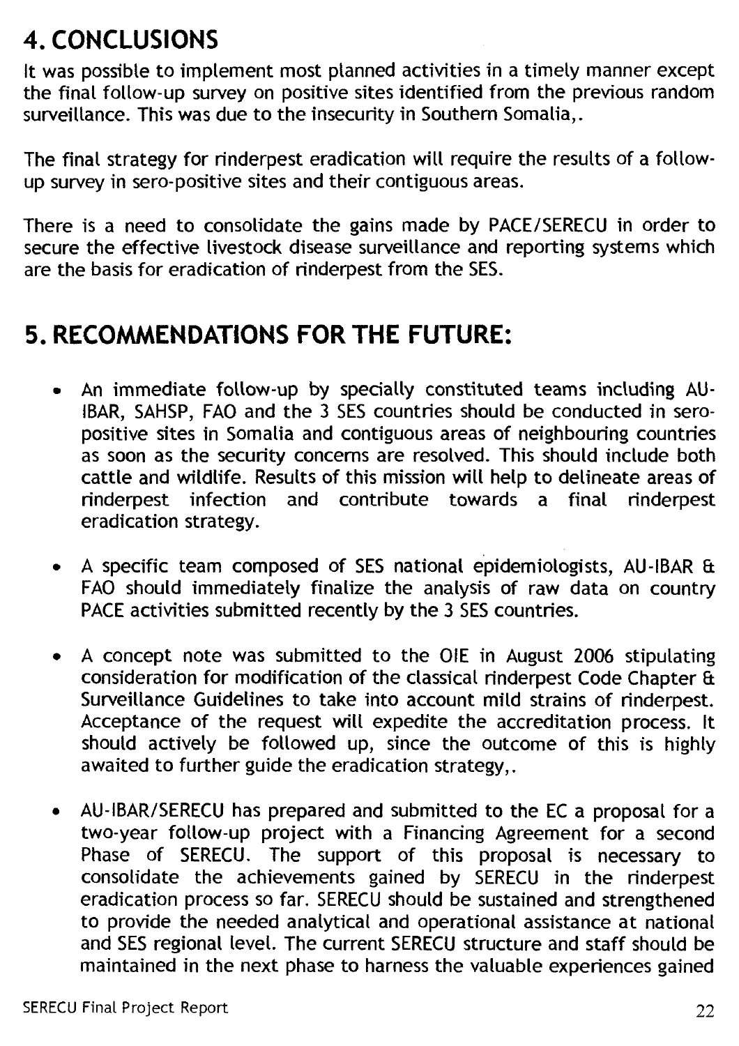# 4. CONCLUSIONS

It was possible to implement most planned activities in a timely manner except the final follow-up survey on positive sites identified from the previous random surveillance. This was due to the insecurity in Southern Somalia,.

The final strategy for rinderpest eradication will require the results of a follow-up survey in sero-positive sites and their contiguous areas.

There is a need to consolidate the gains made by PACE/SERECU in order to secure the effective livestock disease surveillance and reporting systems which are the basis for eradication of rinderpest from the SES.

# 5. RECOMMENDATIONS FOR THE FUTURE:

- An immediate follow-up by specially constituted teams including AU-IBAR, SAHSP, FAO and the 3 SES countries should be conducted in sero-positive sites in Somalia and contiguous areas of neighbouring countries as soon as the security concerns are resolved. This should include both cattle and wildlife. Results of this mission will help to delineate areas of rinderpest infection and contribute towards a final rinderpest eradication strategy.

- A specific team composed of SES national epidemiologists, AU-IBAR & FAO should immediately finalize the analysis of raw data on country PACE activities submitted recently by the 3 SES countries.

- A concept note was submitted to the OIE in August 2006 stipulating consideration for modification of the classical rinderpest Code Chapter & Surveillance Guidelines to take into account mild strains of rinderpest. Acceptance of the request will expedite the accreditation process. It should actively be followed up, since the outcome of this is highly awaited to further guide the eradication strategy,.

- AU-IBAR/SERECU has prepared and submitted to the EC a proposal for a two-year follow-up project with a Financing Agreement for a second Phase of SERECU. The support of this proposal is necessary to consolidate the achievements gained by SERECU in the rinderpest eradication process so far. SERECU should be sustained and strengthened to provide the needed analytical and operational assistance at national and SES regional level. The current SERECU structure and staff should be maintained in the next phase to harness the valuable experiences gained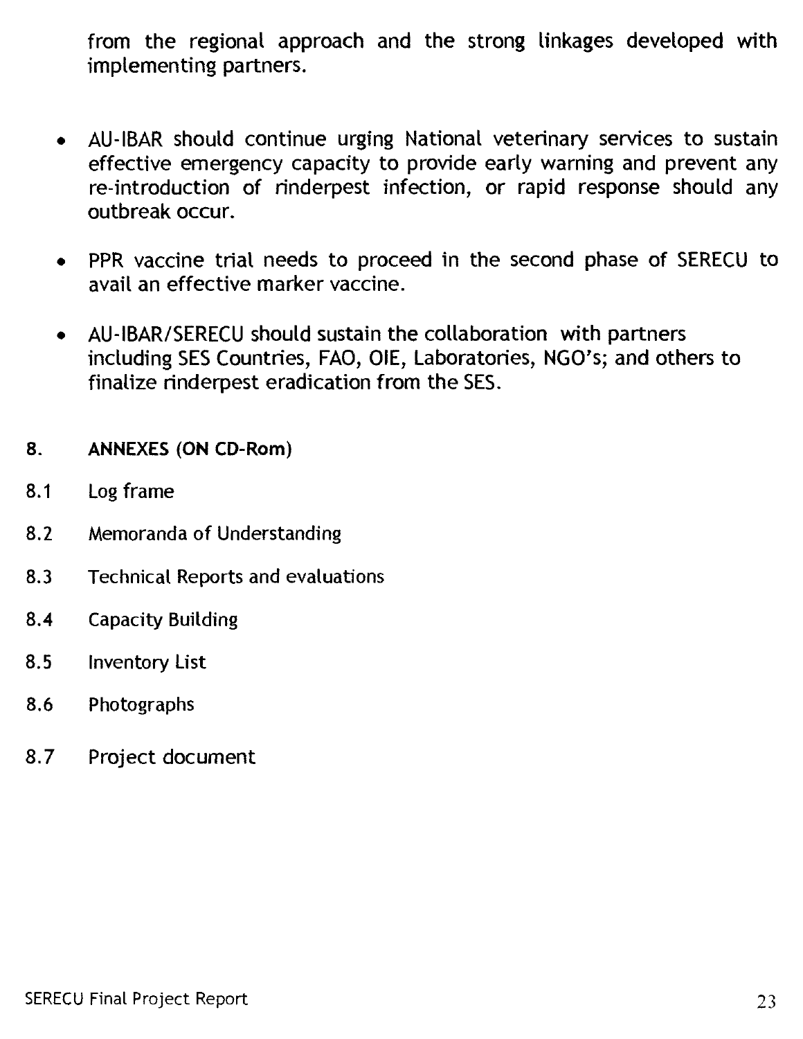from the regional approach and the strong linkages developed with implementing partners.

- AU-IBAR should continue urging National veterinary services to sustain effective emergency capacity to provide early warning and prevent any re-introduction of rinderpest infection, or rapid response should any outbreak occur.

- PPR vaccine trial needs to proceed in the second phase of SERECU to avail an effective marker vaccine.

- AU-IBAR/SERECU should sustain the collaboration with partners including SES Countries, FAO, OIE, Laboratories, NGO's; and others to finalize rinderpest eradication from the SES.

## 8. ANNEXES (ON CD-Rom)

8.1 Log frame

8.2 Memoranda of Understanding

8.3 Technical Reports and evaluations

8.4 Capacity Building

8.5 Inventory List

8.6 Photographs

8.7 Project document